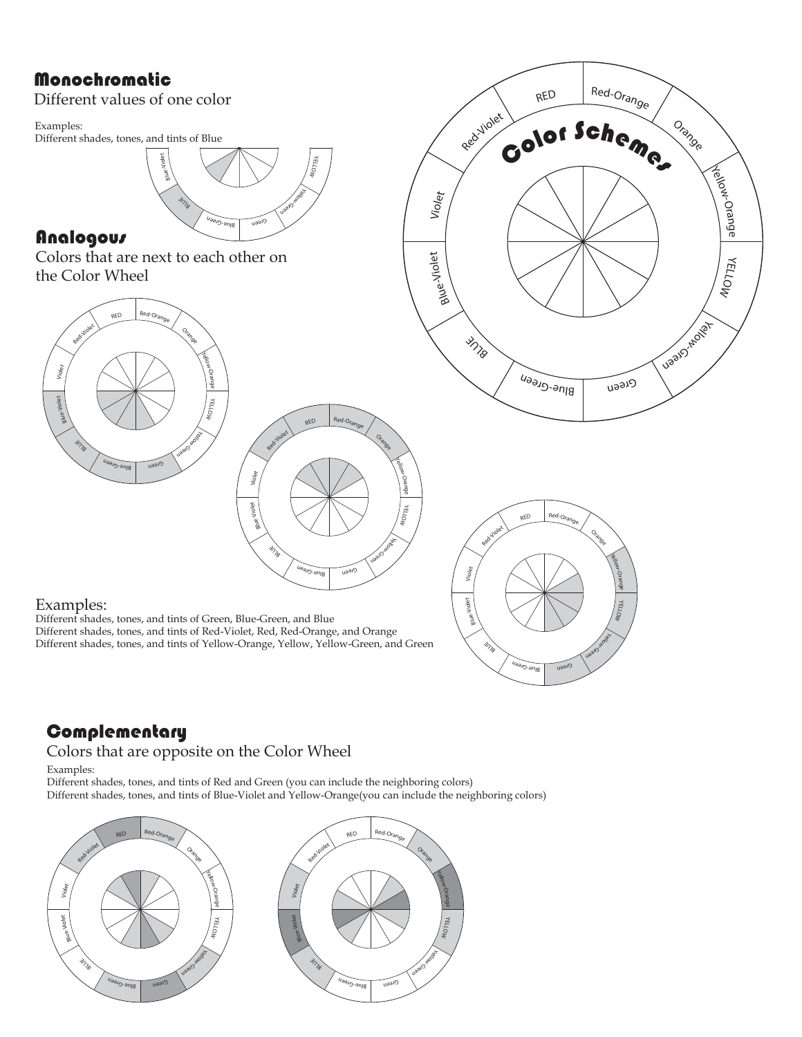## Monochromatic

Different values of one color

Examples:
Different shades, tones, and tints of Blue

## Analogous

Colors that are next to each other on the Color Wheel

Examples:
Different shades, tones, and tints of Green, Blue-Green, and Blue
Different shades, tones, and tints of Red-Violet, Red, Red-Orange, and Orange
Different shades, tones, and tints of Yellow-Orange, Yellow, Yellow-Green, and Green

## Complementary

Colors that are opposite on the Color Wheel

Examples:
Different shades, tones, and tints of Red and Green (you can include the neighboring colors)
Different shades, tones, and tints of Blue-Violet and Yellow-Orange(you can include the neighboring colors)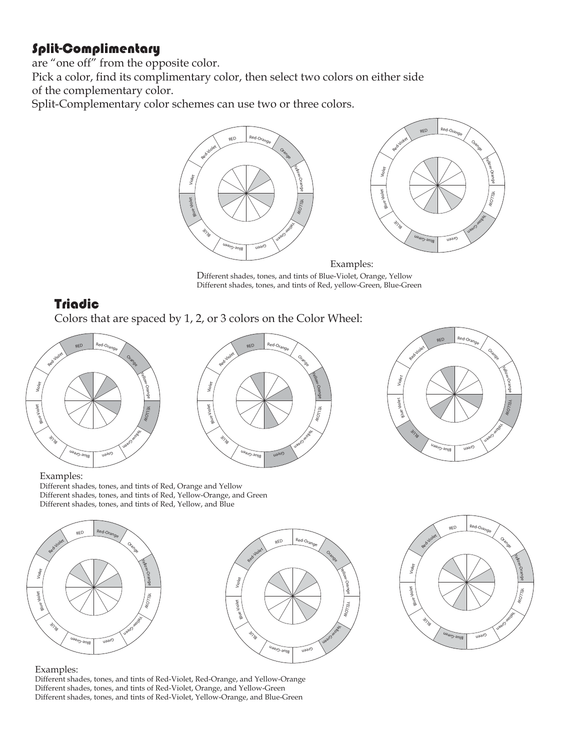## Split-Complimentary

are "one off" from the opposite color.

Pick a color, find its complimentary color, then select two colors on either side of the complementary color.

Split-Complementary color schemes can use two or three colors.

Examples:

Different shades, tones, and tints of Blue-Violet, Orange, Yellow

Different shades, tones, and tints of Red, yellow-Green, Blue-Green

## Triadic

Colors that are spaced by 1, 2, or 3 colors on the Color Wheel:

Examples:

Different shades, tones, and tints of Red, Orange and Yellow

Different shades, tones, and tints of Red, Yellow-Orange, and Green

Different shades, tones, and tints of Red, Yellow, and Blue

Examples:

Different shades, tones, and tints of Red-Violet, Red-Orange, and Yellow-Orange

Different shades, tones, and tints of Red-Violet, Orange, and Yellow-Green

Different shades, tones, and tints of Red-Violet, Yellow-Orange, and Blue-Green